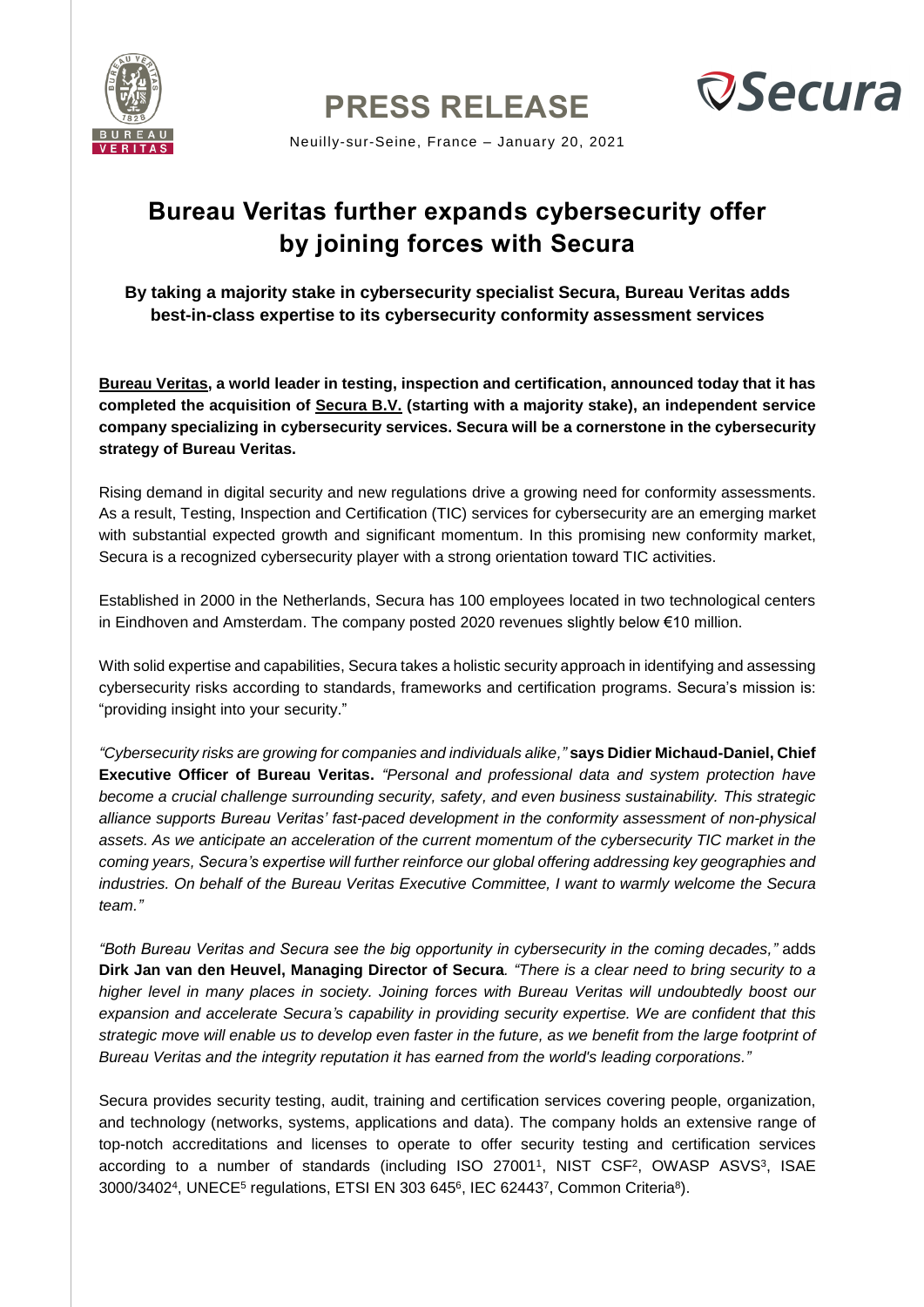# PRESS RELEASE

Neuilly-sur-Seine, France – January 20, 2021

## Bureau Veritas further expands cybersecurity offer by joining forces with Secura

**By taking a majority stake in cybersecurity specialist Secura, Bureau Veritas adds best-in-class expertise to its cybersecurity conformity assessment services**

**Bureau Veritas, a world leader in testing, inspection and certification, announced today that it has completed the acquisition of Secura B.V. (starting with a majority stake), an independent service company specializing in cybersecurity services. Secura will be a cornerstone in the cybersecurity strategy of Bureau Veritas.**

Rising demand in digital security and new regulations drive a growing need for conformity assessments. As a result, Testing, Inspection and Certification (TIC) services for cybersecurity are an emerging market with substantial expected growth and significant momentum. In this promising new conformity market, Secura is a recognized cybersecurity player with a strong orientation toward TIC activities.

Established in 2000 in the Netherlands, Secura has 100 employees located in two technological centers in Eindhoven and Amsterdam. The company posted 2020 revenues slightly below €10 million.

With solid expertise and capabilities, Secura takes a holistic security approach in identifying and assessing cybersecurity risks according to standards, frameworks and certification programs. Secura's mission is: "providing insight into your security."

*"Cybersecurity risks are growing for companies and individuals alike,"* **says Didier Michaud-Daniel, Chief Executive Officer of Bureau Veritas.** *"Personal and professional data and system protection have become a crucial challenge surrounding security, safety, and even business sustainability. This strategic alliance supports Bureau Veritas' fast-paced development in the conformity assessment of non-physical assets. As we anticipate an acceleration of the current momentum of the cybersecurity TIC market in the coming years, Secura's expertise will further reinforce our global offering addressing key geographies and industries. On behalf of the Bureau Veritas Executive Committee, I want to warmly welcome the Secura team."*

*"Both Bureau Veritas and Secura see the big opportunity in cybersecurity in the coming decades,"* adds **Dirk Jan van den Heuvel, Managing Director of Secura***. "There is a clear need to bring security to a higher level in many places in society. Joining forces with Bureau Veritas will undoubtedly boost our expansion and accelerate Secura's capability in providing security expertise. We are confident that this strategic move will enable us to develop even faster in the future, as we benefit from the large footprint of Bureau Veritas and the integrity reputation it has earned from the world's leading corporations."*

Secura provides security testing, audit, training and certification services covering people, organization, and technology (networks, systems, applications and data). The company holds an extensive range of top-notch accreditations and licenses to operate to offer security testing and certification services according to a number of standards (including ISO 27001[1], NIST CSF[2], OWASP ASVS[3], ISAE 3000/3402[4], UNECE[5] regulations, ETSI EN 303 645[6], IEC 62443[7], Common Criteria[8]).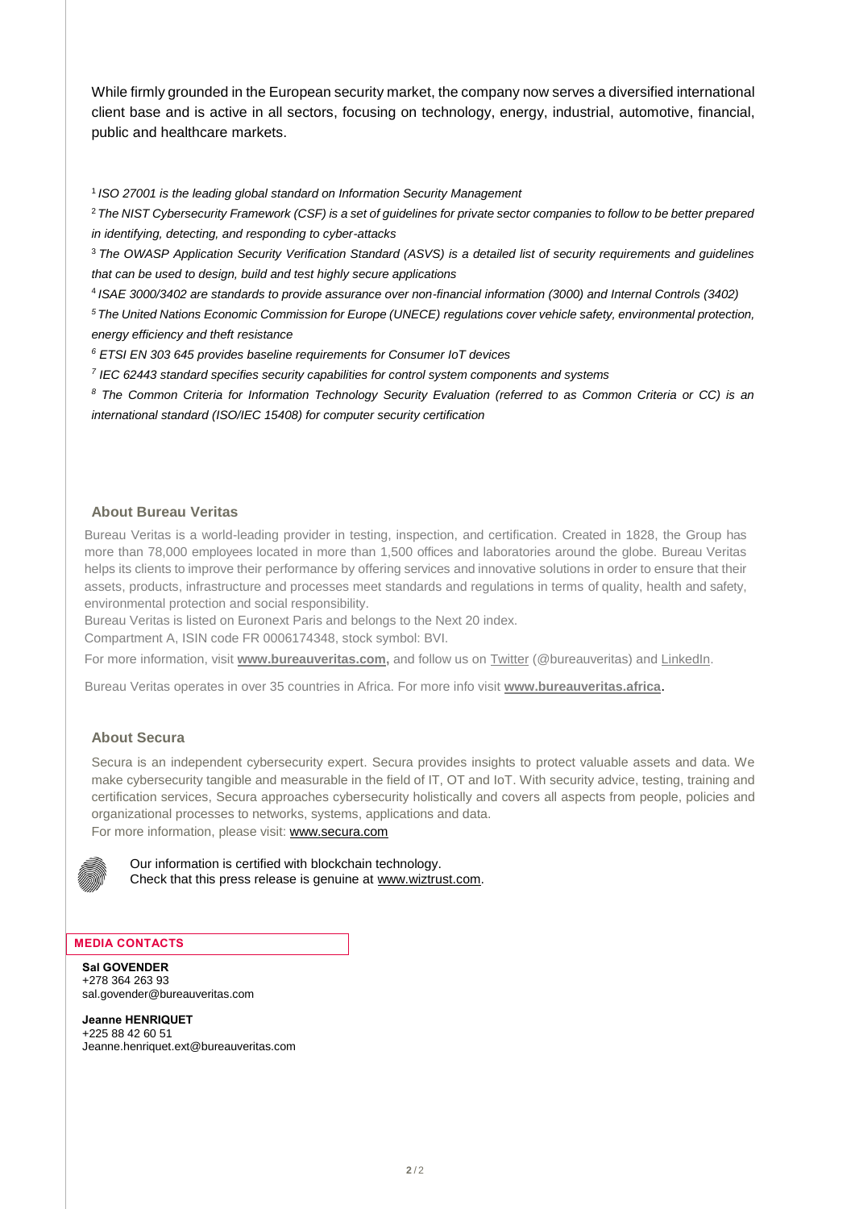While firmly grounded in the European security market, the company now serves a diversified international client base and is active in all sectors, focusing on technology, energy, industrial, automotive, financial, public and healthcare markets.

[1] *ISO 27001 is the leading global standard on Information Security Management*

[2] *The NIST Cybersecurity Framework (CSF) is a set of guidelines for private sector companies to follow to be better prepared in identifying, detecting, and responding to cyber-attacks*

[3] *The OWASP Application Security Verification Standard (ASVS) is a detailed list of security requirements and guidelines that can be used to design, build and test highly secure applications*

[4] *ISAE 3000/3402 are standards to provide assurance over non-financial information (3000) and Internal Controls (3402)*

[5] *The United Nations Economic Commission for Europe (UNECE) regulations cover vehicle safety, environmental protection, energy efficiency and theft resistance*

[6] *ETSI EN 303 645 provides baseline requirements for Consumer IoT devices*

[7] *IEC 62443 standard specifies security capabilities for control system components and systems*

[8] *The Common Criteria for Information Technology Security Evaluation (referred to as Common Criteria or CC) is an international standard (ISO/IEC 15408) for computer security certification*

## About Bureau Veritas

Bureau Veritas is a world-leading provider in testing, inspection, and certification. Created in 1828, the Group has more than 78,000 employees located in more than 1,500 offices and laboratories around the globe. Bureau Veritas helps its clients to improve their performance by offering services and innovative solutions in order to ensure that their assets, products, infrastructure and processes meet standards and regulations in terms of quality, health and safety, environmental protection and social responsibility.
Bureau Veritas is listed on Euronext Paris and belongs to the Next 20 index.
Compartment A, ISIN code FR 0006174348, stock symbol: BVI.

For more information, visit **www.bureauveritas.com,** and follow us on Twitter (@bureauveritas) and LinkedIn.

Bureau Veritas operates in over 35 countries in Africa. For more info visit **www.bureauveritas.africa**.

## About Secura

Secura is an independent cybersecurity expert. Secura provides insights to protect valuable assets and data. We make cybersecurity tangible and measurable in the field of IT, OT and IoT. With security advice, testing, training and certification services, Secura approaches cybersecurity holistically and covers all aspects from people, policies and organizational processes to networks, systems, applications and data.
For more information, please visit: www.secura.com

Our information is certified with blockchain technology.
Check that this press release is genuine at www.wiztrust.com.

**MEDIA CONTACTS**

**Sal GOVENDER**
+278 364 263 93
sal.govender@bureauveritas.com

**Jeanne HENRIQUET**
+225 88 42 60 51
Jeanne.henriquet.ext@bureauveritas.com